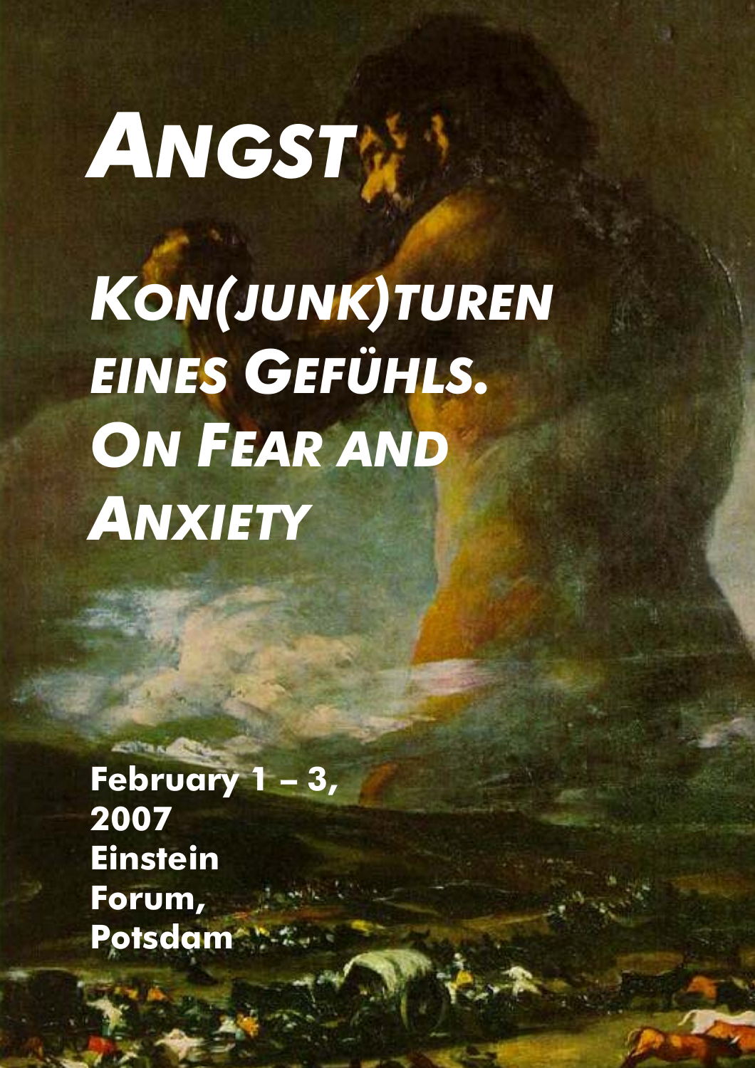# *Angst*

## *Kon(junk)turen eines Gefühls. On Fear and Anxiety*

**February 1 – 3, 2007**
**Einstein Forum, Potsdam**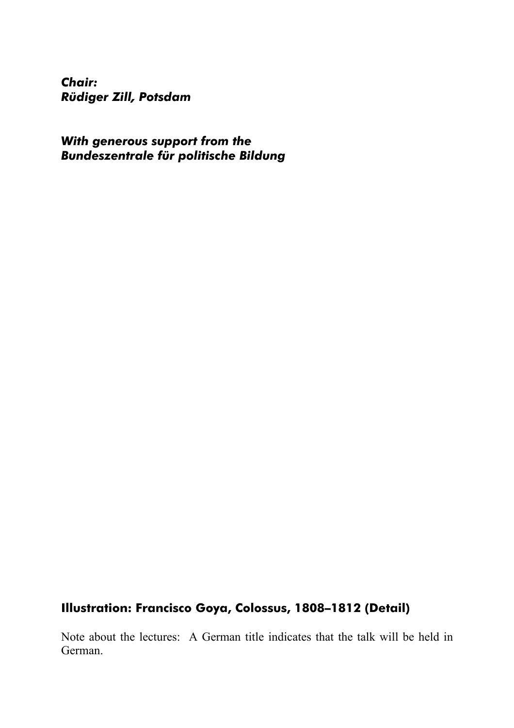***Chair:***
***Rüdiger Zill, Potsdam***

***With generous support from the***
***Bundeszentrale für politische Bildung***

**Illustration: Francisco Goya, Colossus, 1808–1812 (Detail)**

Note about the lectures: A German title indicates that the talk will be held in German.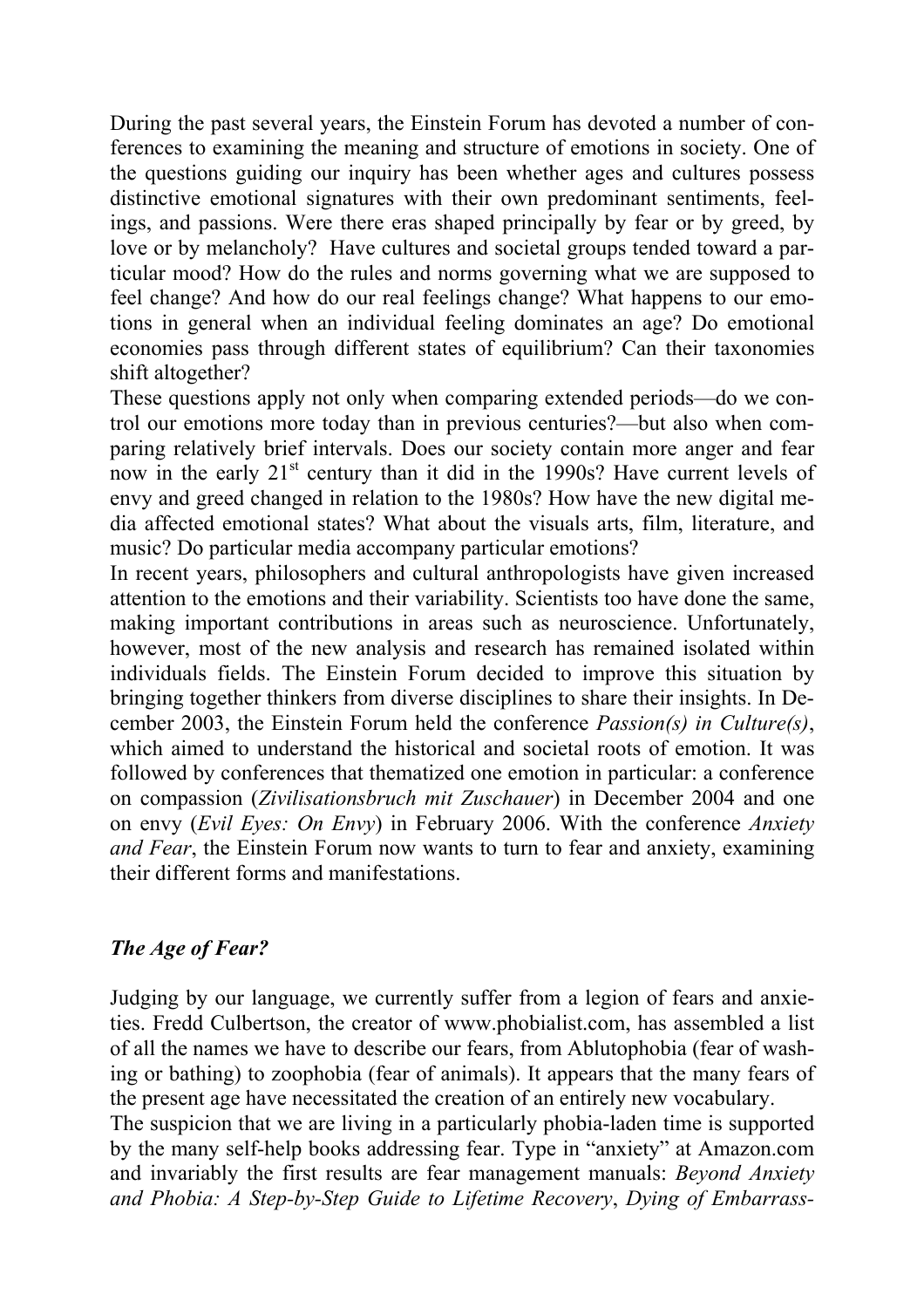During the past several years, the Einstein Forum has devoted a number of conferences to examining the meaning and structure of emotions in society. One of the questions guiding our inquiry has been whether ages and cultures possess distinctive emotional signatures with their own predominant sentiments, feelings, and passions. Were there eras shaped principally by fear or by greed, by love or by melancholy? Have cultures and societal groups tended toward a particular mood? How do the rules and norms governing what we are supposed to feel change? And how do our real feelings change? What happens to our emotions in general when an individual feeling dominates an age? Do emotional economies pass through different states of equilibrium? Can their taxonomies shift altogether?

These questions apply not only when comparing extended periods—do we control our emotions more today than in previous centuries?—but also when comparing relatively brief intervals. Does our society contain more anger and fear now in the early 21st century than it did in the 1990s? Have current levels of envy and greed changed in relation to the 1980s? How have the new digital media affected emotional states? What about the visuals arts, film, literature, and music? Do particular media accompany particular emotions?

In recent years, philosophers and cultural anthropologists have given increased attention to the emotions and their variability. Scientists too have done the same, making important contributions in areas such as neuroscience. Unfortunately, however, most of the new analysis and research has remained isolated within individuals fields. The Einstein Forum decided to improve this situation by bringing together thinkers from diverse disciplines to share their insights. In December 2003, the Einstein Forum held the conference *Passion(s) in Culture(s)*, which aimed to understand the historical and societal roots of emotion. It was followed by conferences that thematized one emotion in particular: a conference on compassion (*Zivilisationsbruch mit Zuschauer*) in December 2004 and one on envy (*Evil Eyes: On Envy*) in February 2006. With the conference *Anxiety and Fear*, the Einstein Forum now wants to turn to fear and anxiety, examining their different forms and manifestations.

## *The Age of Fear?*

Judging by our language, we currently suffer from a legion of fears and anxieties. Fredd Culbertson, the creator of www.phobialist.com, has assembled a list of all the names we have to describe our fears, from Ablutophobia (fear of washing or bathing) to zoophobia (fear of animals). It appears that the many fears of the present age have necessitated the creation of an entirely new vocabulary.

The suspicion that we are living in a particularly phobia-laden time is supported by the many self-help books addressing fear. Type in "anxiety" at Amazon.com and invariably the first results are fear management manuals: *Beyond Anxiety and Phobia: A Step-by-Step Guide to Lifetime Recovery*, *Dying of Embarrass-*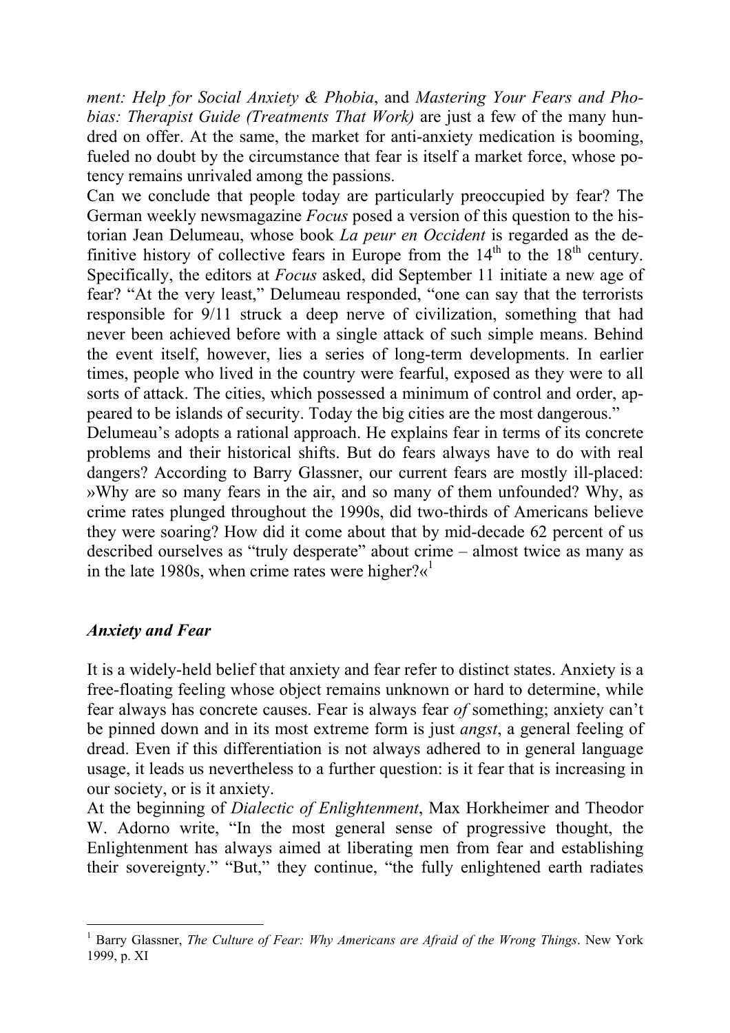*ment: Help for Social Anxiety & Phobia*, and *Mastering Your Fears and Phobias: Therapist Guide (Treatments That Work)* are just a few of the many hundred on offer. At the same, the market for anti-anxiety medication is booming, fueled no doubt by the circumstance that fear is itself a market force, whose potency remains unrivaled among the passions.

Can we conclude that people today are particularly preoccupied by fear? The German weekly newsmagazine *Focus* posed a version of this question to the historian Jean Delumeau, whose book *La peur en Occident* is regarded as the definitive history of collective fears in Europe from the 14th to the 18th century. Specifically, the editors at *Focus* asked, did September 11 initiate a new age of fear? "At the very least," Delumeau responded, "one can say that the terrorists responsible for 9/11 struck a deep nerve of civilization, something that had never been achieved before with a single attack of such simple means. Behind the event itself, however, lies a series of long-term developments. In earlier times, people who lived in the country were fearful, exposed as they were to all sorts of attack. The cities, which possessed a minimum of control and order, appeared to be islands of security. Today the big cities are the most dangerous."

Delumeau's adopts a rational approach. He explains fear in terms of its concrete problems and their historical shifts. But do fears always have to do with real dangers? According to Barry Glassner, our current fears are mostly ill-placed: »Why are so many fears in the air, and so many of them unfounded? Why, as crime rates plunged throughout the 1990s, did two-thirds of Americans believe they were soaring? How did it come about that by mid-decade 62 percent of us described ourselves as "truly desperate" about crime – almost twice as many as in the late 1980s, when crime rates were higher?«[1]

### *Anxiety and Fear*

It is a widely-held belief that anxiety and fear refer to distinct states. Anxiety is a free-floating feeling whose object remains unknown or hard to determine, while fear always has concrete causes. Fear is always fear *of* something; anxiety can't be pinned down and in its most extreme form is just *angst*, a general feeling of dread. Even if this differentiation is not always adhered to in general language usage, it leads us nevertheless to a further question: is it fear that is increasing in our society, or is it anxiety.

At the beginning of *Dialectic of Enlightenment*, Max Horkheimer and Theodor W. Adorno write, "In the most general sense of progressive thought, the Enlightenment has always aimed at liberating men from fear and establishing their sovereignty." "But," they continue, "the fully enlightened earth radiates

---

[1] Barry Glassner, *The Culture of Fear: Why Americans are Afraid of the Wrong Things*. New York 1999, p. XI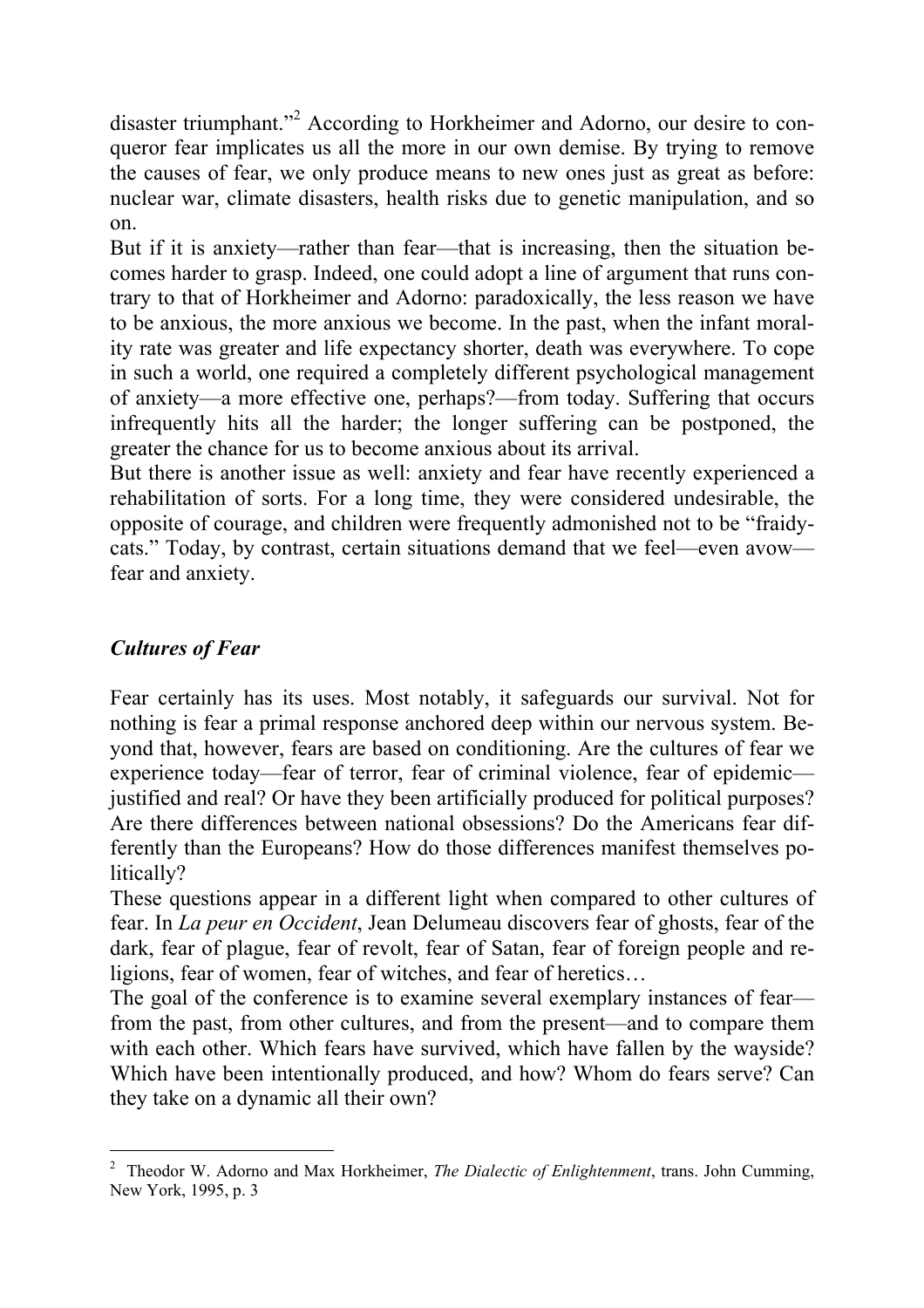disaster triumphant."[2] According to Horkheimer and Adorno, our desire to conqueror fear implicates us all the more in our own demise. By trying to remove the causes of fear, we only produce means to new ones just as great as before: nuclear war, climate disasters, health risks due to genetic manipulation, and so on.

But if it is anxiety—rather than fear—that is increasing, then the situation becomes harder to grasp. Indeed, one could adopt a line of argument that runs contrary to that of Horkheimer and Adorno: paradoxically, the less reason we have to be anxious, the more anxious we become. In the past, when the infant mortality rate was greater and life expectancy shorter, death was everywhere. To cope in such a world, one required a completely different psychological management of anxiety—a more effective one, perhaps?—from today. Suffering that occurs infrequently hits all the harder; the longer suffering can be postponed, the greater the chance for us to become anxious about its arrival.

But there is another issue as well: anxiety and fear have recently experienced a rehabilitation of sorts. For a long time, they were considered undesirable, the opposite of courage, and children were frequently admonished not to be "fraidy-cats." Today, by contrast, certain situations demand that we feel—even avow—fear and anxiety.

## *Cultures of Fear*

Fear certainly has its uses. Most notably, it safeguards our survival. Not for nothing is fear a primal response anchored deep within our nervous system. Beyond that, however, fears are based on conditioning. Are the cultures of fear we experience today—fear of terror, fear of criminal violence, fear of epidemic—justified and real? Or have they been artificially produced for political purposes? Are there differences between national obsessions? Do the Americans fear differently than the Europeans? How do those differences manifest themselves politically?

These questions appear in a different light when compared to other cultures of fear. In *La peur en Occident*, Jean Delumeau discovers fear of ghosts, fear of the dark, fear of plague, fear of revolt, fear of Satan, fear of foreign people and religions, fear of women, fear of witches, and fear of heretics…

The goal of the conference is to examine several exemplary instances of fear—from the past, from other cultures, and from the present—and to compare them with each other. Which fears have survived, which have fallen by the wayside? Which have been intentionally produced, and how? Whom do fears serve? Can they take on a dynamic all their own?

---

[2] Theodor W. Adorno and Max Horkheimer, *The Dialectic of Enlightenment*, trans. John Cumming, New York, 1995, p. 3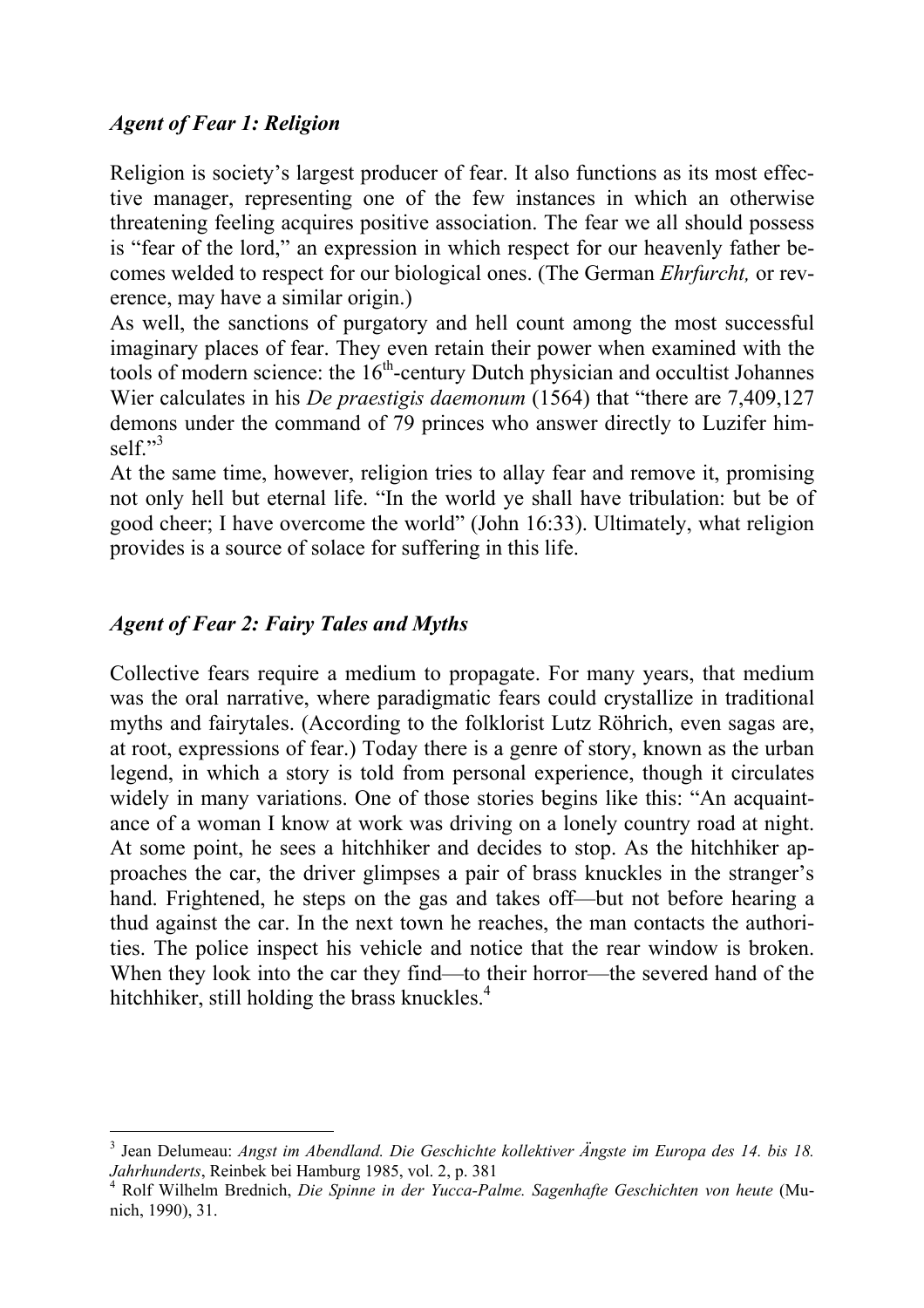### *Agent of Fear 1: Religion*

Religion is society's largest producer of fear. It also functions as its most effective manager, representing one of the few instances in which an otherwise threatening feeling acquires positive association. The fear we all should possess is "fear of the lord," an expression in which respect for our heavenly father becomes welded to respect for our biological ones. (The German *Ehrfurcht,* or reverence, may have a similar origin.)

As well, the sanctions of purgatory and hell count among the most successful imaginary places of fear. They even retain their power when examined with the tools of modern science: the 16th-century Dutch physician and occultist Johannes Wier calculates in his *De praestigis daemonum* (1564) that "there are 7,409,127 demons under the command of 79 princes who answer directly to Luzifer himself."[3]

At the same time, however, religion tries to allay fear and remove it, promising not only hell but eternal life. "In the world ye shall have tribulation: but be of good cheer; I have overcome the world" (John 16:33). Ultimately, what religion provides is a source of solace for suffering in this life.

### *Agent of Fear 2: Fairy Tales and Myths*

Collective fears require a medium to propagate. For many years, that medium was the oral narrative, where paradigmatic fears could crystallize in traditional myths and fairytales. (According to the folklorist Lutz Röhrich, even sagas are, at root, expressions of fear.) Today there is a genre of story, known as the urban legend, in which a story is told from personal experience, though it circulates widely in many variations. One of those stories begins like this: "An acquaintance of a woman I know at work was driving on a lonely country road at night. At some point, he sees a hitchhiker and decides to stop. As the hitchhiker approaches the car, the driver glimpses a pair of brass knuckles in the stranger's hand. Frightened, he steps on the gas and takes off—but not before hearing a thud against the car. In the next town he reaches, the man contacts the authorities. The police inspect his vehicle and notice that the rear window is broken. When they look into the car they find—to their horror—the severed hand of the hitchhiker, still holding the brass knuckles.[4]

---

[3] Jean Delumeau: *Angst im Abendland. Die Geschichte kollektiver Ängste im Europa des 14. bis 18. Jahrhunderts*, Reinbek bei Hamburg 1985, vol. 2, p. 381

[4] Rolf Wilhelm Brednich, *Die Spinne in der Yucca-Palme. Sagenhafte Geschichten von heute* (Munich, 1990), 31.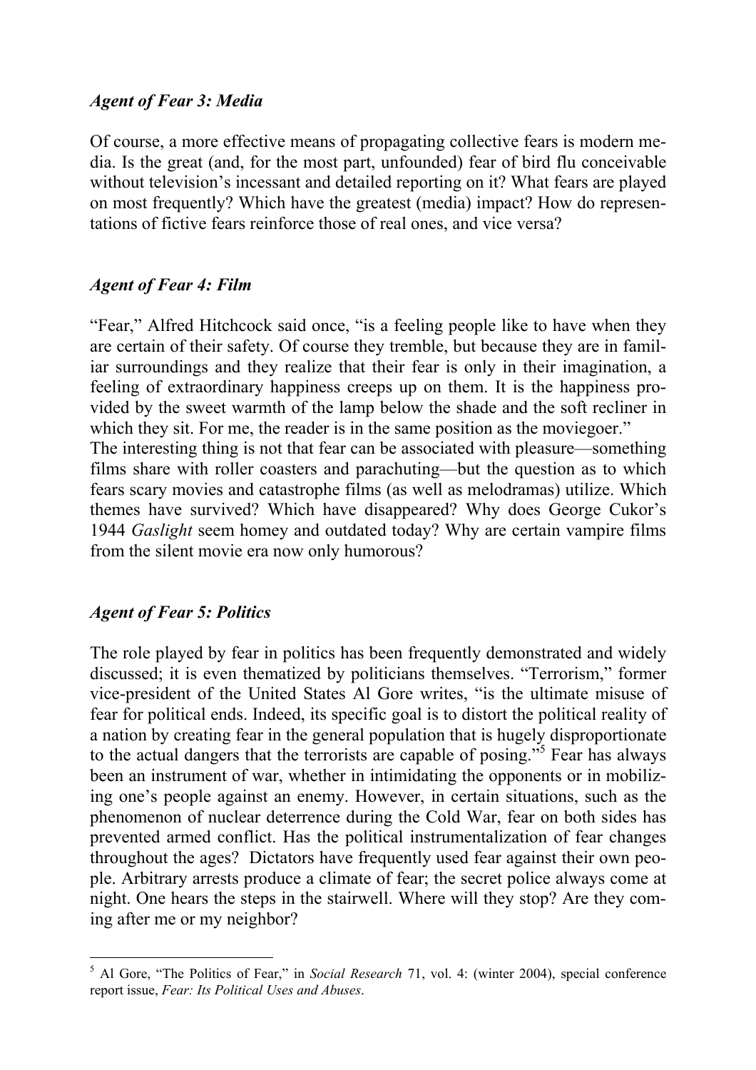### *Agent of Fear 3: Media*

Of course, a more effective means of propagating collective fears is modern media. Is the great (and, for the most part, unfounded) fear of bird flu conceivable without television's incessant and detailed reporting on it? What fears are played on most frequently? Which have the greatest (media) impact? How do representations of fictive fears reinforce those of real ones, and vice versa?

### *Agent of Fear 4: Film*

"Fear," Alfred Hitchcock said once, "is a feeling people like to have when they are certain of their safety. Of course they tremble, but because they are in familiar surroundings and they realize that their fear is only in their imagination, a feeling of extraordinary happiness creeps up on them. It is the happiness provided by the sweet warmth of the lamp below the shade and the soft recliner in which they sit. For me, the reader is in the same position as the moviegoer."
The interesting thing is not that fear can be associated with pleasure—something films share with roller coasters and parachuting—but the question as to which fears scary movies and catastrophe films (as well as melodramas) utilize. Which themes have survived? Which have disappeared? Why does George Cukor's 1944 *Gaslight* seem homey and outdated today? Why are certain vampire films from the silent movie era now only humorous?

### *Agent of Fear 5: Politics*

The role played by fear in politics has been frequently demonstrated and widely discussed; it is even thematized by politicians themselves. "Terrorism," former vice-president of the United States Al Gore writes, "is the ultimate misuse of fear for political ends. Indeed, its specific goal is to distort the political reality of a nation by creating fear in the general population that is hugely disproportionate to the actual dangers that the terrorists are capable of posing."[5] Fear has always been an instrument of war, whether in intimidating the opponents or in mobilizing one's people against an enemy. However, in certain situations, such as the phenomenon of nuclear deterrence during the Cold War, fear on both sides has prevented armed conflict. Has the political instrumentalization of fear changes throughout the ages? Dictators have frequently used fear against their own people. Arbitrary arrests produce a climate of fear; the secret police always come at night. One hears the steps in the stairwell. Where will they stop? Are they coming after me or my neighbor?

---

[5] Al Gore, "The Politics of Fear," in *Social Research* 71, vol. 4: (winter 2004), special conference report issue, *Fear: Its Political Uses and Abuses*.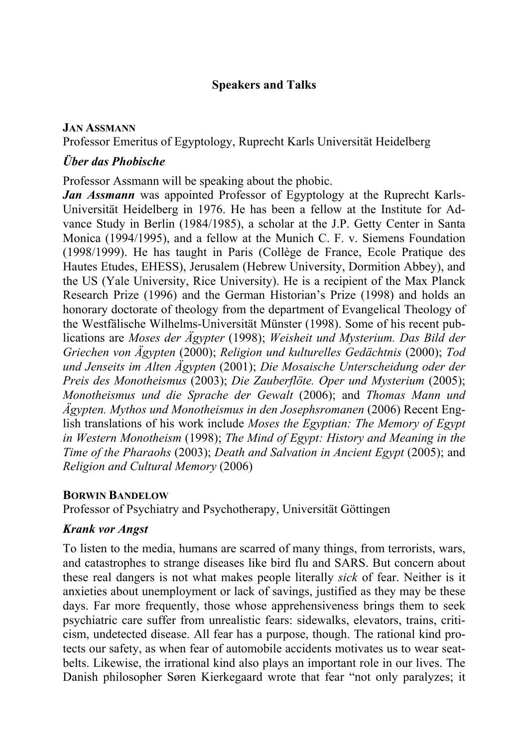## Speakers and Talks

**JAN ASSMANN**
Professor Emeritus of Egyptology, Ruprecht Karls Universität Heidelberg

### *Über das Phobische*

Professor Assmann will be speaking about the phobic.

***Jan Assmann*** was appointed Professor of Egyptology at the Ruprecht Karls-Universität Heidelberg in 1976. He has been a fellow at the Institute for Advance Study in Berlin (1984/1985), a scholar at the J.P. Getty Center in Santa Monica (1994/1995), and a fellow at the Munich C. F. v. Siemens Foundation (1998/1999). He has taught in Paris (Collège de France, Ecole Pratique des Hautes Etudes, EHESS), Jerusalem (Hebrew University, Dormition Abbey), and the US (Yale University, Rice University). He is a recipient of the Max Planck Research Prize (1996) and the German Historian's Prize (1998) and holds an honorary doctorate of theology from the department of Evangelical Theology of the Westfälische Wilhelms-Universität Münster (1998). Some of his recent publications are *Moses der Ägypter* (1998); *Weisheit und Mysterium. Das Bild der Griechen von Ägypten* (2000); *Religion und kulturelles Gedächtnis* (2000); *Tod und Jenseits im Alten Ägypten* (2001); *Die Mosaische Unterscheidung oder der Preis des Monotheismus* (2003); *Die Zauberflöte. Oper und Mysterium* (2005); *Monotheismus und die Sprache der Gewalt* (2006); and *Thomas Mann und Ägypten. Mythos und Monotheismus in den Josephsromanen* (2006) Recent English translations of his work include *Moses the Egyptian: The Memory of Egypt in Western Monotheism* (1998); *The Mind of Egypt: History and Meaning in the Time of the Pharaohs* (2003); *Death and Salvation in Ancient Egypt* (2005); and *Religion and Cultural Memory* (2006)

**BORWIN BANDELOW**
Professor of Psychiatry and Psychotherapy, Universität Göttingen

### *Krank vor Angst*

To listen to the media, humans are scarred of many things, from terrorists, wars, and catastrophes to strange diseases like bird flu and SARS. But concern about these real dangers is not what makes people literally *sick* of fear. Neither is it anxieties about unemployment or lack of savings, justified as they may be these days. Far more frequently, those whose apprehensiveness brings them to seek psychiatric care suffer from unrealistic fears: sidewalks, elevators, trains, criticism, undetected disease. All fear has a purpose, though. The rational kind protects our safety, as when fear of automobile accidents motivates us to wear seatbelts. Likewise, the irrational kind also plays an important role in our lives. The Danish philosopher Søren Kierkegaard wrote that fear "not only paralyzes; it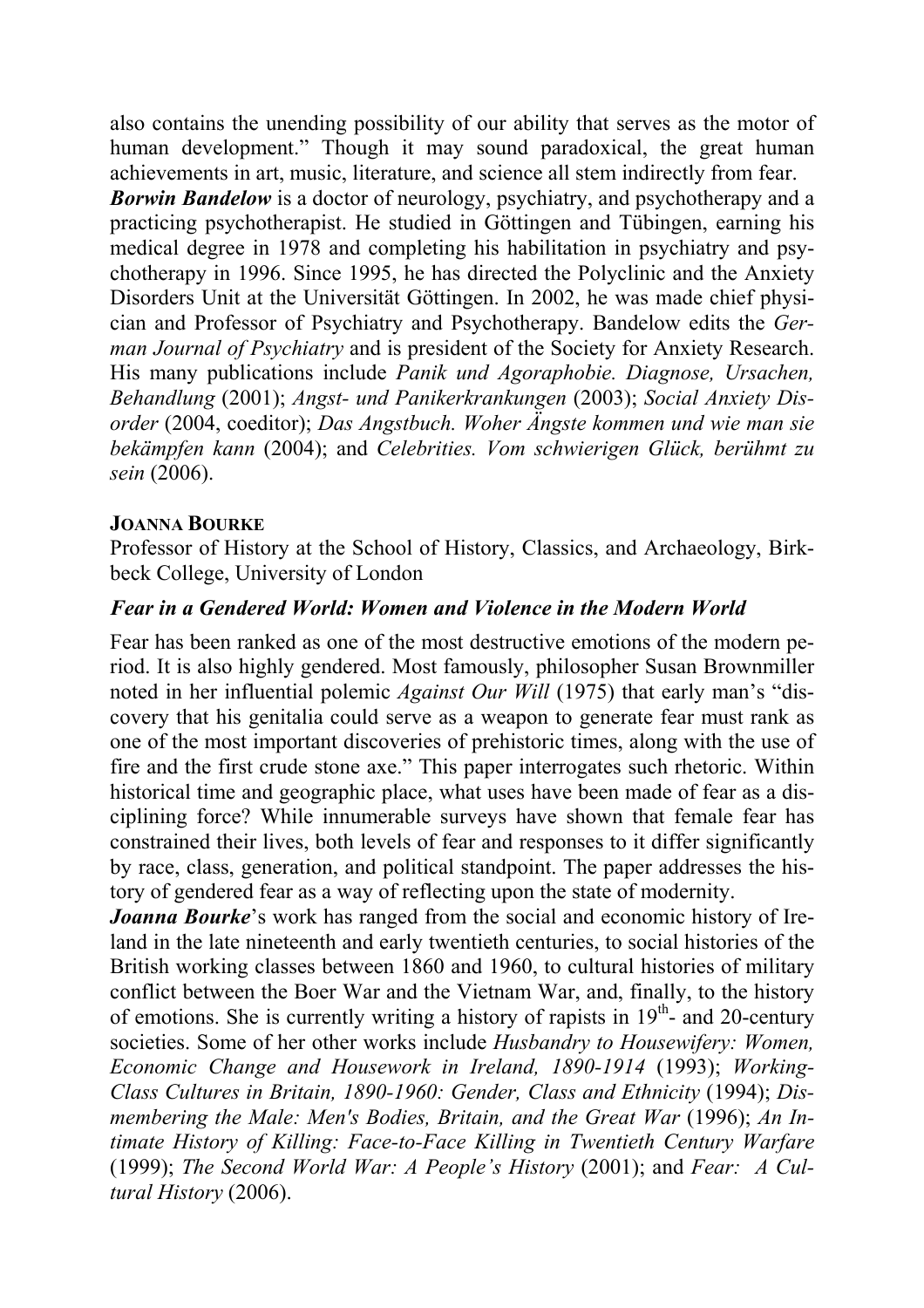also contains the unending possibility of our ability that serves as the motor of human development." Though it may sound paradoxical, the great human achievements in art, music, literature, and science all stem indirectly from fear.

***Borwin Bandelow*** is a doctor of neurology, psychiatry, and psychotherapy and a practicing psychotherapist. He studied in Göttingen and Tübingen, earning his medical degree in 1978 and completing his habilitation in psychiatry and psychotherapy in 1996. Since 1995, he has directed the Polyclinic and the Anxiety Disorders Unit at the Universität Göttingen. In 2002, he was made chief physician and Professor of Psychiatry and Psychotherapy. Bandelow edits the *German Journal of Psychiatry* and is president of the Society for Anxiety Research. His many publications include *Panik und Agoraphobie. Diagnose, Ursachen, Behandlung* (2001); *Angst- und Panikerkrankungen* (2003); *Social Anxiety Disorder* (2004, coeditor); *Das Angstbuch. Woher Ängste kommen und wie man sie bekämpfen kann* (2004); and *Celebrities. Vom schwierigen Glück, berühmt zu sein* (2006).

**JOANNA BOURKE**

Professor of History at the School of History, Classics, and Archaeology, Birkbeck College, University of London

***Fear in a Gendered World: Women and Violence in the Modern World***

Fear has been ranked as one of the most destructive emotions of the modern period. It is also highly gendered. Most famously, philosopher Susan Brownmiller noted in her influential polemic *Against Our Will* (1975) that early man's "discovery that his genitalia could serve as a weapon to generate fear must rank as one of the most important discoveries of prehistoric times, along with the use of fire and the first crude stone axe." This paper interrogates such rhetoric. Within historical time and geographic place, what uses have been made of fear as a disciplining force? While innumerable surveys have shown that female fear has constrained their lives, both levels of fear and responses to it differ significantly by race, class, generation, and political standpoint. The paper addresses the history of gendered fear as a way of reflecting upon the state of modernity.

***Joanna Bourke***'s work has ranged from the social and economic history of Ireland in the late nineteenth and early twentieth centuries, to social histories of the British working classes between 1860 and 1960, to cultural histories of military conflict between the Boer War and the Vietnam War, and, finally, to the history of emotions. She is currently writing a history of rapists in 19th- and 20-century societies. Some of her other works include *Husbandry to Housewifery: Women, Economic Change and Housework in Ireland, 1890-1914* (1993); *Working-Class Cultures in Britain, 1890-1960: Gender, Class and Ethnicity* (1994); *Dismembering the Male: Men's Bodies, Britain, and the Great War* (1996); *An Intimate History of Killing: Face-to-Face Killing in Twentieth Century Warfare* (1999); *The Second World War: A People's History* (2001); and *Fear: A Cultural History* (2006).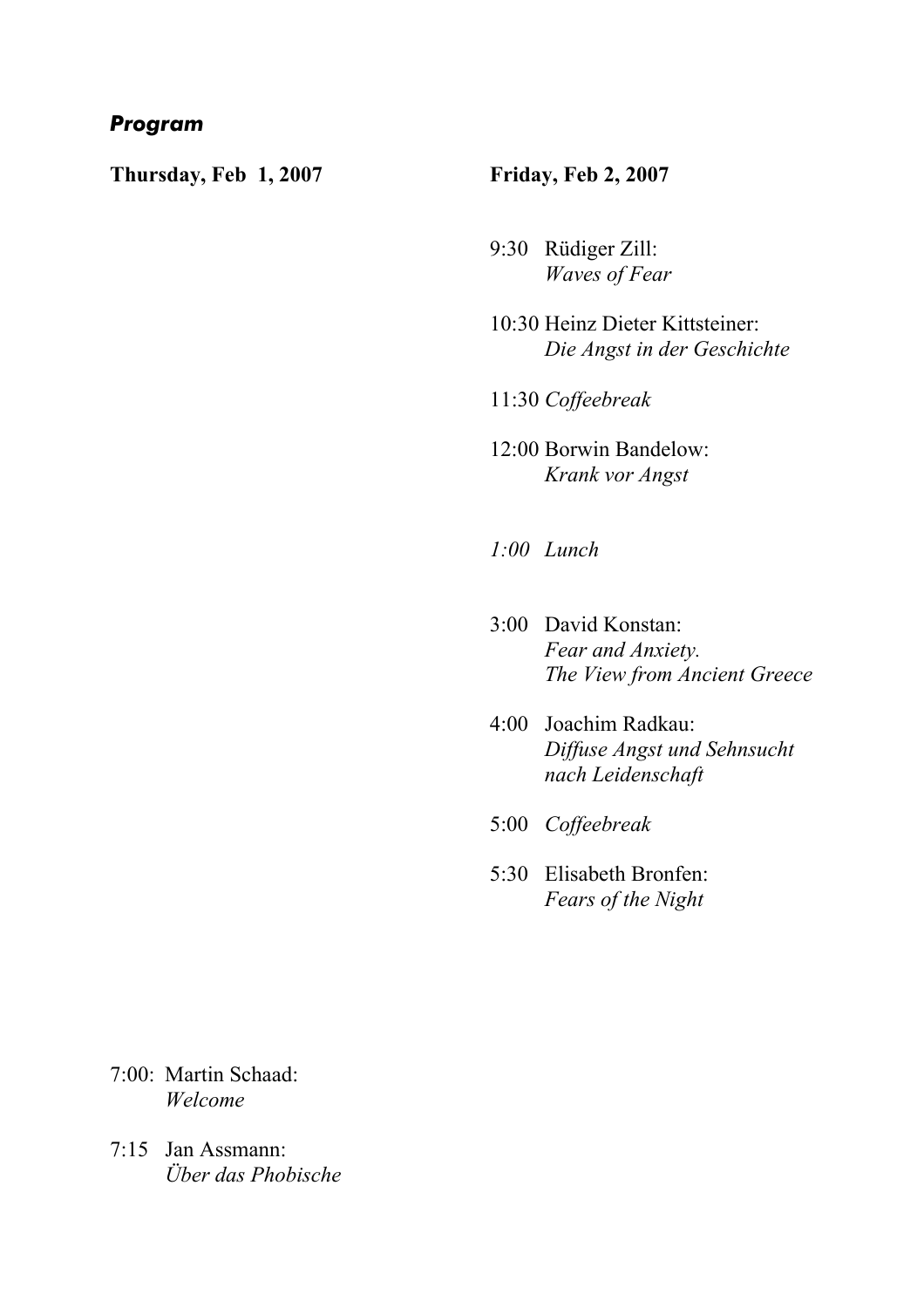### *Program*

**Thursday, Feb 1, 2007**

7:00: Martin Schaad:
*Welcome*

7:15 Jan Assmann:
*Über das Phobische*

**Friday, Feb 2, 2007**

9:30 Rüdiger Zill:
*Waves of Fear*

10:30 Heinz Dieter Kittsteiner:
*Die Angst in der Geschichte*

11:30 *Coffeebreak*

12:00 Borwin Bandelow:
*Krank vor Angst*

*1:00 Lunch*

3:00 David Konstan:
*Fear and Anxiety.*
*The View from Ancient Greece*

4:00 Joachim Radkau:
*Diffuse Angst und Sehnsucht nach Leidenschaft*

5:00 *Coffeebreak*

5:30 Elisabeth Bronfen:
*Fears of the Night*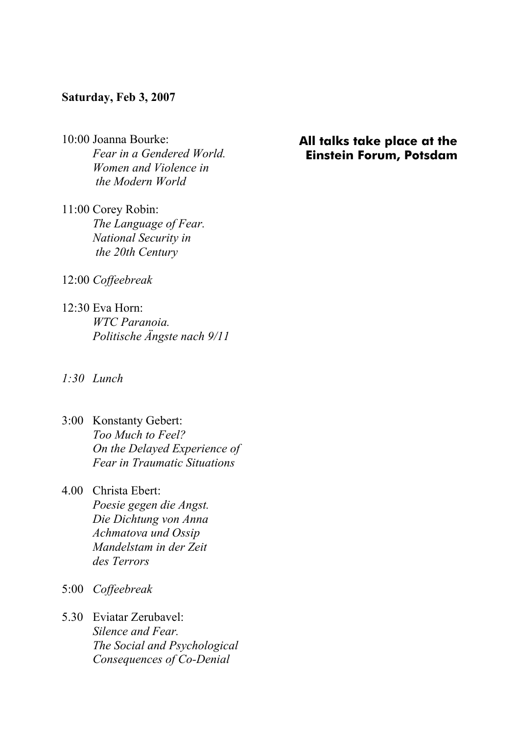**Saturday, Feb 3, 2007**

**All talks take place at the Einstein Forum, Potsdam**

10:00 Joanna Bourke:
*Fear in a Gendered World. Women and Violence in the Modern World*

11:00 Corey Robin:
*The Language of Fear. National Security in the 20th Century*

12:00 *Coffeebreak*

12:30 Eva Horn:
*WTC Paranoia. Politische Ängste nach 9/11*

*1:30 Lunch*

3:00 Konstanty Gebert:
*Too Much to Feel? On the Delayed Experience of Fear in Traumatic Situations*

4.00 Christa Ebert:
*Poesie gegen die Angst. Die Dichtung von Anna Achmatova und Ossip Mandelstam in der Zeit des Terrors*

5:00 *Coffeebreak*

5.30 Eviatar Zerubavel:
*Silence and Fear. The Social and Psychological Consequences of Co-Denial*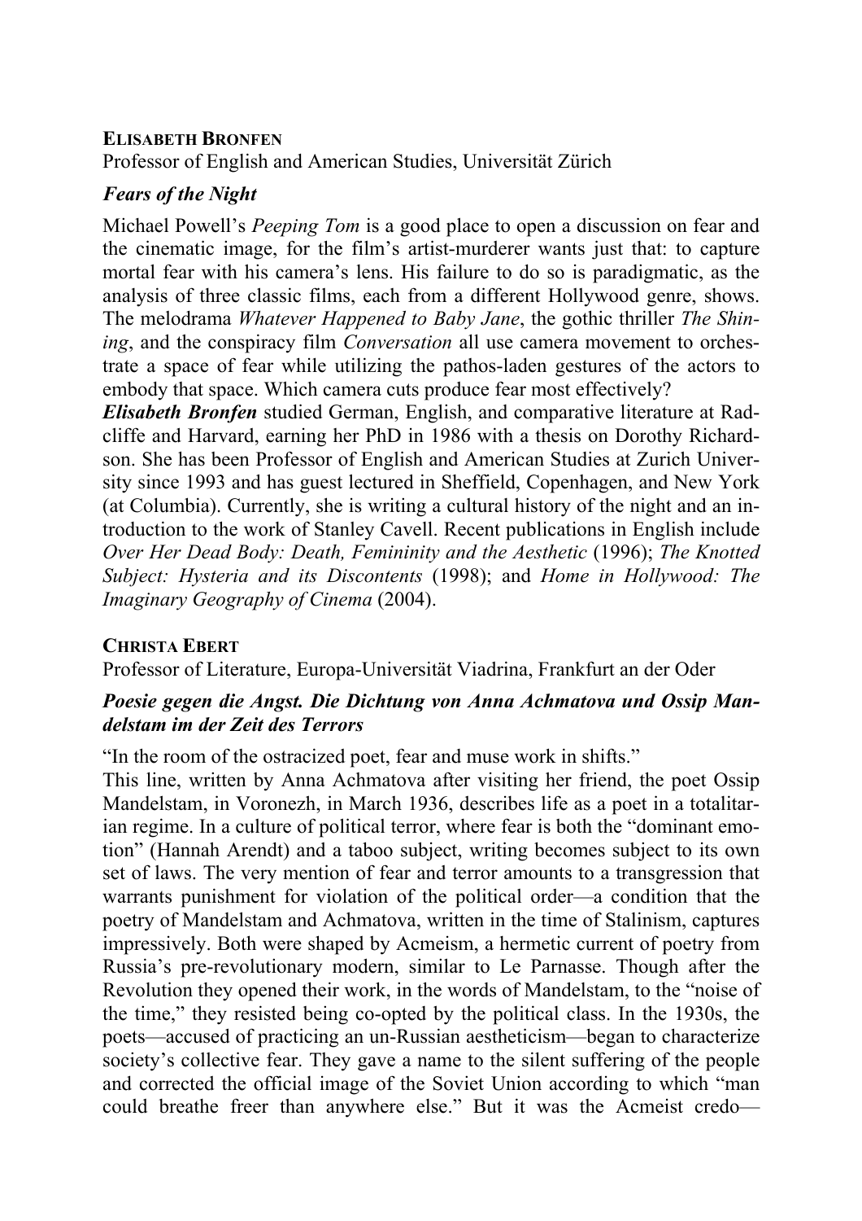**ELISABETH BRONFEN**
Professor of English and American Studies, Universität Zürich

***Fears of the Night***

Michael Powell's *Peeping Tom* is a good place to open a discussion on fear and the cinematic image, for the film's artist-murderer wants just that: to capture mortal fear with his camera's lens. His failure to do so is paradigmatic, as the analysis of three classic films, each from a different Hollywood genre, shows. The melodrama *Whatever Happened to Baby Jane*, the gothic thriller *The Shining*, and the conspiracy film *Conversation* all use camera movement to orchestrate a space of fear while utilizing the pathos-laden gestures of the actors to embody that space. Which camera cuts produce fear most effectively?

***Elisabeth Bronfen*** studied German, English, and comparative literature at Radcliffe and Harvard, earning her PhD in 1986 with a thesis on Dorothy Richardson. She has been Professor of English and American Studies at Zurich University since 1993 and has guest lectured in Sheffield, Copenhagen, and New York (at Columbia). Currently, she is writing a cultural history of the night and an introduction to the work of Stanley Cavell. Recent publications in English include *Over Her Dead Body: Death, Femininity and the Aesthetic* (1996); *The Knotted Subject: Hysteria and its Discontents* (1998); and *Home in Hollywood: The Imaginary Geography of Cinema* (2004).

**CHRISTA EBERT**
Professor of Literature, Europa-Universität Viadrina, Frankfurt an der Oder

***Poesie gegen die Angst. Die Dichtung von Anna Achmatova und Ossip Mandelstam im der Zeit des Terrors***

"In the room of the ostracized poet, fear and muse work in shifts."

This line, written by Anna Achmatova after visiting her friend, the poet Ossip Mandelstam, in Voronezh, in March 1936, describes life as a poet in a totalitarian regime. In a culture of political terror, where fear is both the "dominant emotion" (Hannah Arendt) and a taboo subject, writing becomes subject to its own set of laws. The very mention of fear and terror amounts to a transgression that warrants punishment for violation of the political order—a condition that the poetry of Mandelstam and Achmatova, written in the time of Stalinism, captures impressively. Both were shaped by Acmeism, a hermetic current of poetry from Russia's pre-revolutionary modern, similar to Le Parnasse. Though after the Revolution they opened their work, in the words of Mandelstam, to the "noise of the time," they resisted being co-opted by the political class. In the 1930s, the poets—accused of practicing an un-Russian aestheticism—began to characterize society's collective fear. They gave a name to the silent suffering of the people and corrected the official image of the Soviet Union according to which "man could breathe freer than anywhere else." But it was the Acmeist credo—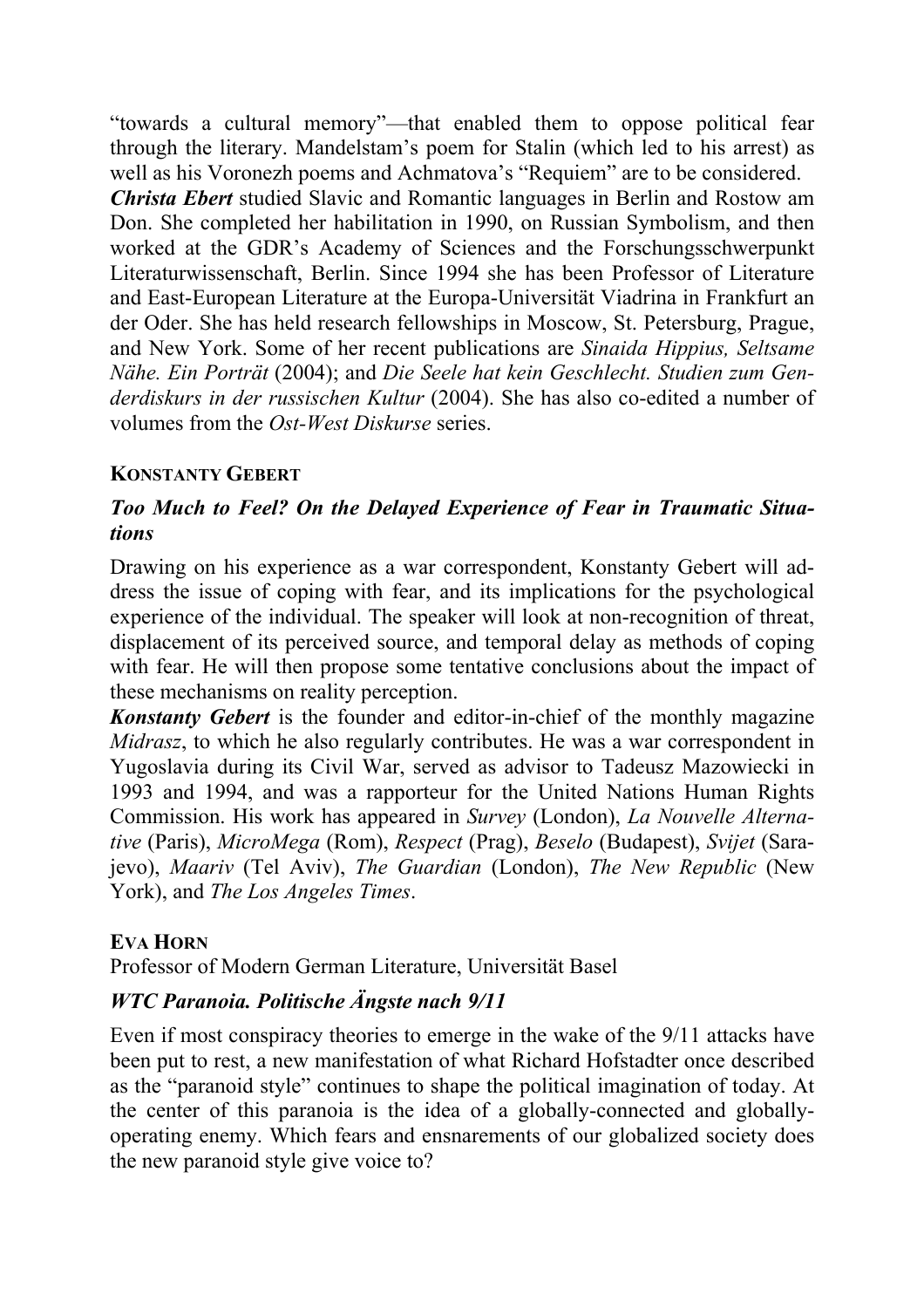"towards a cultural memory"—that enabled them to oppose political fear through the literary. Mandelstam's poem for Stalin (which led to his arrest) as well as his Voronezh poems and Achmatova's "Requiem" are to be considered.

***Christa Ebert*** studied Slavic and Romantic languages in Berlin and Rostow am Don. She completed her habilitation in 1990, on Russian Symbolism, and then worked at the GDR's Academy of Sciences and the Forschungsschwerpunkt Literaturwissenschaft, Berlin. Since 1994 she has been Professor of Literature and East-European Literature at the Europa-Universität Viadrina in Frankfurt an der Oder. She has held research fellowships in Moscow, St. Petersburg, Prague, and New York. Some of her recent publications are *Sinaida Hippius, Seltsame Nähe. Ein Porträt* (2004); and *Die Seele hat kein Geschlecht. Studien zum Genderdiskurs in der russischen Kultur* (2004). She has also co-edited a number of volumes from the *Ost-West Diskurse* series.

## KONSTANTY GEBERT

### *Too Much to Feel? On the Delayed Experience of Fear in Traumatic Situations*

Drawing on his experience as a war correspondent, Konstanty Gebert will address the issue of coping with fear, and its implications for the psychological experience of the individual. The speaker will look at non-recognition of threat, displacement of its perceived source, and temporal delay as methods of coping with fear. He will then propose some tentative conclusions about the impact of these mechanisms on reality perception.

***Konstanty Gebert*** is the founder and editor-in-chief of the monthly magazine *Midrasz*, to which he also regularly contributes. He was a war correspondent in Yugoslavia during its Civil War, served as advisor to Tadeusz Mazowiecki in 1993 and 1994, and was a rapporteur for the United Nations Human Rights Commission. His work has appeared in *Survey* (London), *La Nouvelle Alternative* (Paris), *MicroMega* (Rom), *Respect* (Prag), *Beselo* (Budapest), *Svijet* (Sarajevo), *Maariv* (Tel Aviv), *The Guardian* (London), *The New Republic* (New York), and *The Los Angeles Times*.

## EVA HORN

Professor of Modern German Literature, Universität Basel

### *WTC Paranoia. Politische Ängste nach 9/11*

Even if most conspiracy theories to emerge in the wake of the 9/11 attacks have been put to rest, a new manifestation of what Richard Hofstadter once described as the "paranoid style" continues to shape the political imagination of today. At the center of this paranoia is the idea of a globally-connected and globally-operating enemy. Which fears and ensnarements of our globalized society does the new paranoid style give voice to?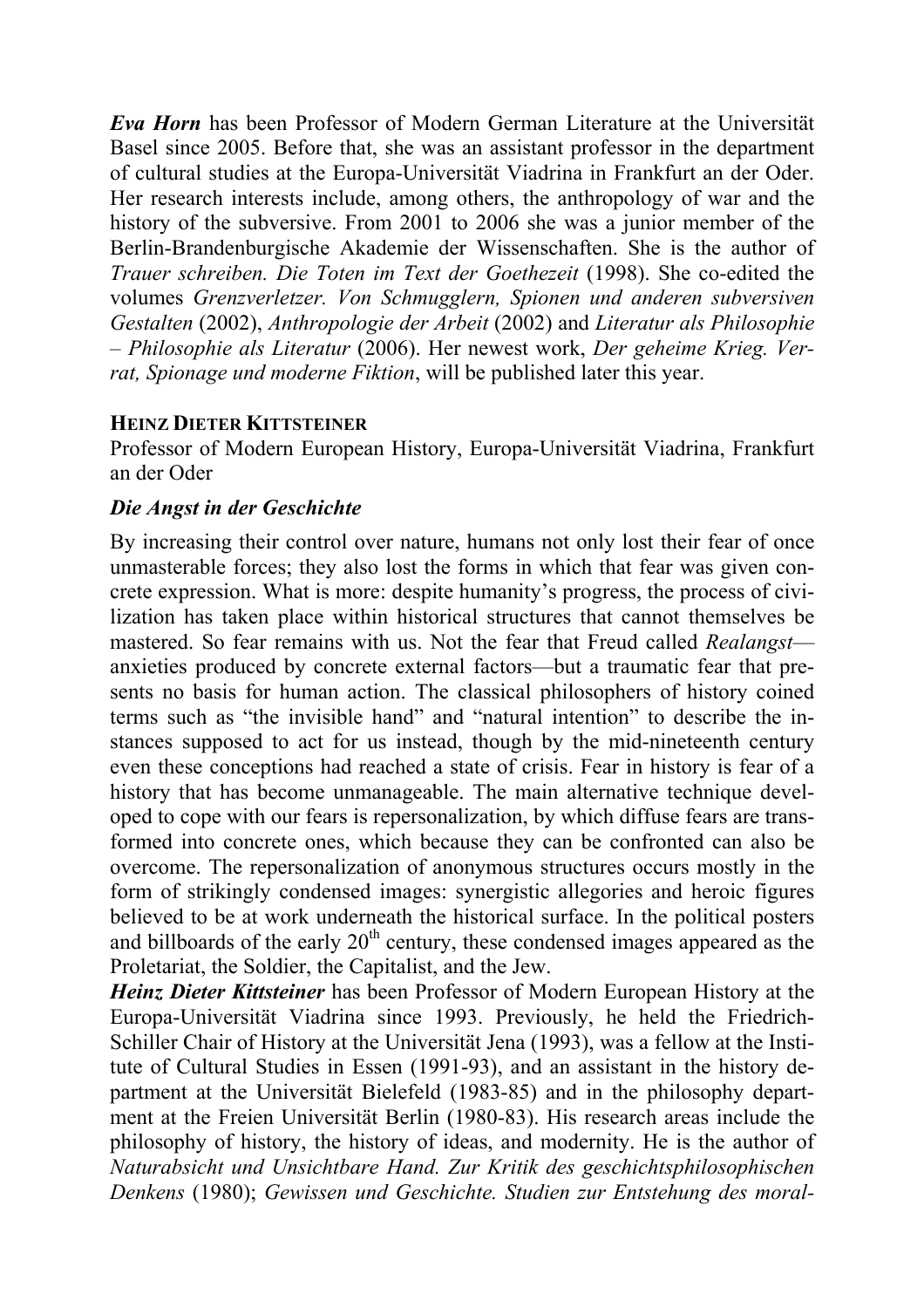***Eva Horn*** has been Professor of Modern German Literature at the Universität Basel since 2005. Before that, she was an assistant professor in the department of cultural studies at the Europa-Universität Viadrina in Frankfurt an der Oder. Her research interests include, among others, the anthropology of war and the history of the subversive. From 2001 to 2006 she was a junior member of the Berlin-Brandenburgische Akademie der Wissenschaften. She is the author of *Trauer schreiben. Die Toten im Text der Goethezeit* (1998). She co-edited the volumes *Grenzverletzer. Von Schmugglern, Spionen und anderen subversiven Gestalten* (2002), *Anthropologie der Arbeit* (2002) and *Literatur als Philosophie – Philosophie als Literatur* (2006). Her newest work, *Der geheime Krieg. Verrat, Spionage und moderne Fiktion*, will be published later this year.

**HEINZ DIETER KITTSTEINER**

Professor of Modern European History, Europa-Universität Viadrina, Frankfurt an der Oder

***Die Angst in der Geschichte***

By increasing their control over nature, humans not only lost their fear of once unmasterable forces; they also lost the forms in which that fear was given concrete expression. What is more: despite humanity's progress, the process of civilization has taken place within historical structures that cannot themselves be mastered. So fear remains with us. Not the fear that Freud called *Realangst*—anxieties produced by concrete external factors—but a traumatic fear that presents no basis for human action. The classical philosophers of history coined terms such as "the invisible hand" and "natural intention" to describe the instances supposed to act for us instead, though by the mid-nineteenth century even these conceptions had reached a state of crisis. Fear in history is fear of a history that has become unmanageable. The main alternative technique developed to cope with our fears is repersonalization, by which diffuse fears are transformed into concrete ones, which because they can be confronted can also be overcome. The repersonalization of anonymous structures occurs mostly in the form of strikingly condensed images: synergistic allegories and heroic figures believed to be at work underneath the historical surface. In the political posters and billboards of the early 20th century, these condensed images appeared as the Proletariat, the Soldier, the Capitalist, and the Jew.

***Heinz Dieter Kittsteiner*** has been Professor of Modern European History at the Europa-Universität Viadrina since 1993. Previously, he held the Friedrich-Schiller Chair of History at the Universität Jena (1993), was a fellow at the Institute of Cultural Studies in Essen (1991-93), and an assistant in the history department at the Universität Bielefeld (1983-85) and in the philosophy department at the Freien Universität Berlin (1980-83). His research areas include the philosophy of history, the history of ideas, and modernity. He is the author of *Naturabsicht und Unsichtbare Hand. Zur Kritik des geschichtsphilosophischen Denkens* (1980); *Gewissen und Geschichte. Studien zur Entstehung des moral-*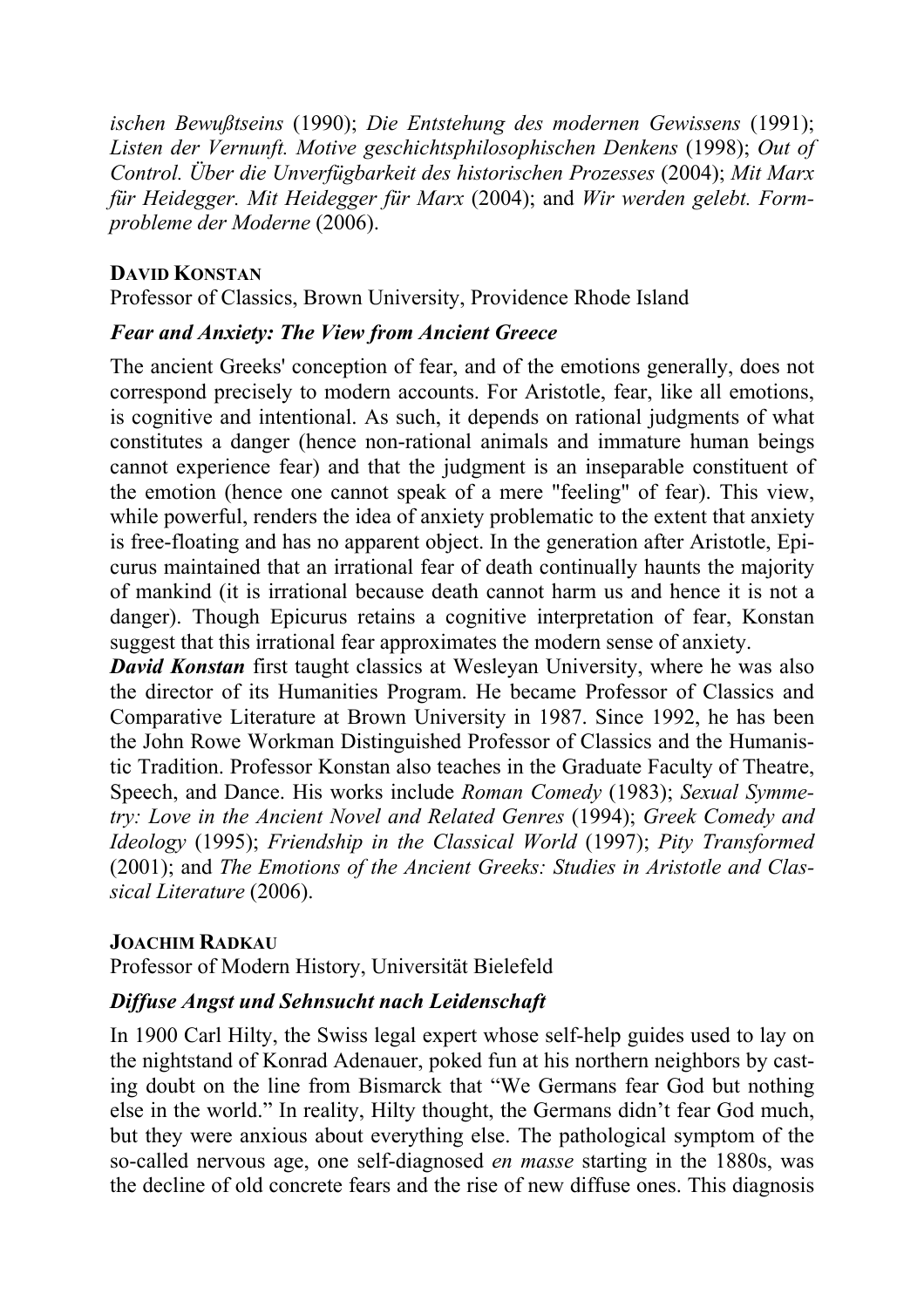*ischen Bewußtseins* (1990); *Die Entstehung des modernen Gewissens* (1991); *Listen der Vernunft. Motive geschichtsphilosophischen Denkens* (1998); *Out of Control. Über die Unverfügbarkeit des historischen Prozesses* (2004); *Mit Marx für Heidegger. Mit Heidegger für Marx* (2004); and *Wir werden gelebt. Formprobleme der Moderne* (2006).

**DAVID KONSTAN**

Professor of Classics, Brown University, Providence Rhode Island

***Fear and Anxiety: The View from Ancient Greece***

The ancient Greeks' conception of fear, and of the emotions generally, does not correspond precisely to modern accounts. For Aristotle, fear, like all emotions, is cognitive and intentional. As such, it depends on rational judgments of what constitutes a danger (hence non-rational animals and immature human beings cannot experience fear) and that the judgment is an inseparable constituent of the emotion (hence one cannot speak of a mere "feeling" of fear). This view, while powerful, renders the idea of anxiety problematic to the extent that anxiety is free-floating and has no apparent object. In the generation after Aristotle, Epicurus maintained that an irrational fear of death continually haunts the majority of mankind (it is irrational because death cannot harm us and hence it is not a danger). Though Epicurus retains a cognitive interpretation of fear, Konstan suggest that this irrational fear approximates the modern sense of anxiety.

***David Konstan*** first taught classics at Wesleyan University, where he was also the director of its Humanities Program. He became Professor of Classics and Comparative Literature at Brown University in 1987. Since 1992, he has been the John Rowe Workman Distinguished Professor of Classics and the Humanistic Tradition. Professor Konstan also teaches in the Graduate Faculty of Theatre, Speech, and Dance. His works include *Roman Comedy* (1983); *Sexual Symmetry: Love in the Ancient Novel and Related Genres* (1994); *Greek Comedy and Ideology* (1995); *Friendship in the Classical World* (1997); *Pity Transformed* (2001); and *The Emotions of the Ancient Greeks: Studies in Aristotle and Classical Literature* (2006).

**JOACHIM RADKAU**

Professor of Modern History, Universität Bielefeld

***Diffuse Angst und Sehnsucht nach Leidenschaft***

In 1900 Carl Hilty, the Swiss legal expert whose self-help guides used to lay on the nightstand of Konrad Adenauer, poked fun at his northern neighbors by casting doubt on the line from Bismarck that "We Germans fear God but nothing else in the world." In reality, Hilty thought, the Germans didn't fear God much, but they were anxious about everything else. The pathological symptom of the so-called nervous age, one self-diagnosed *en masse* starting in the 1880s, was the decline of old concrete fears and the rise of new diffuse ones. This diagnosis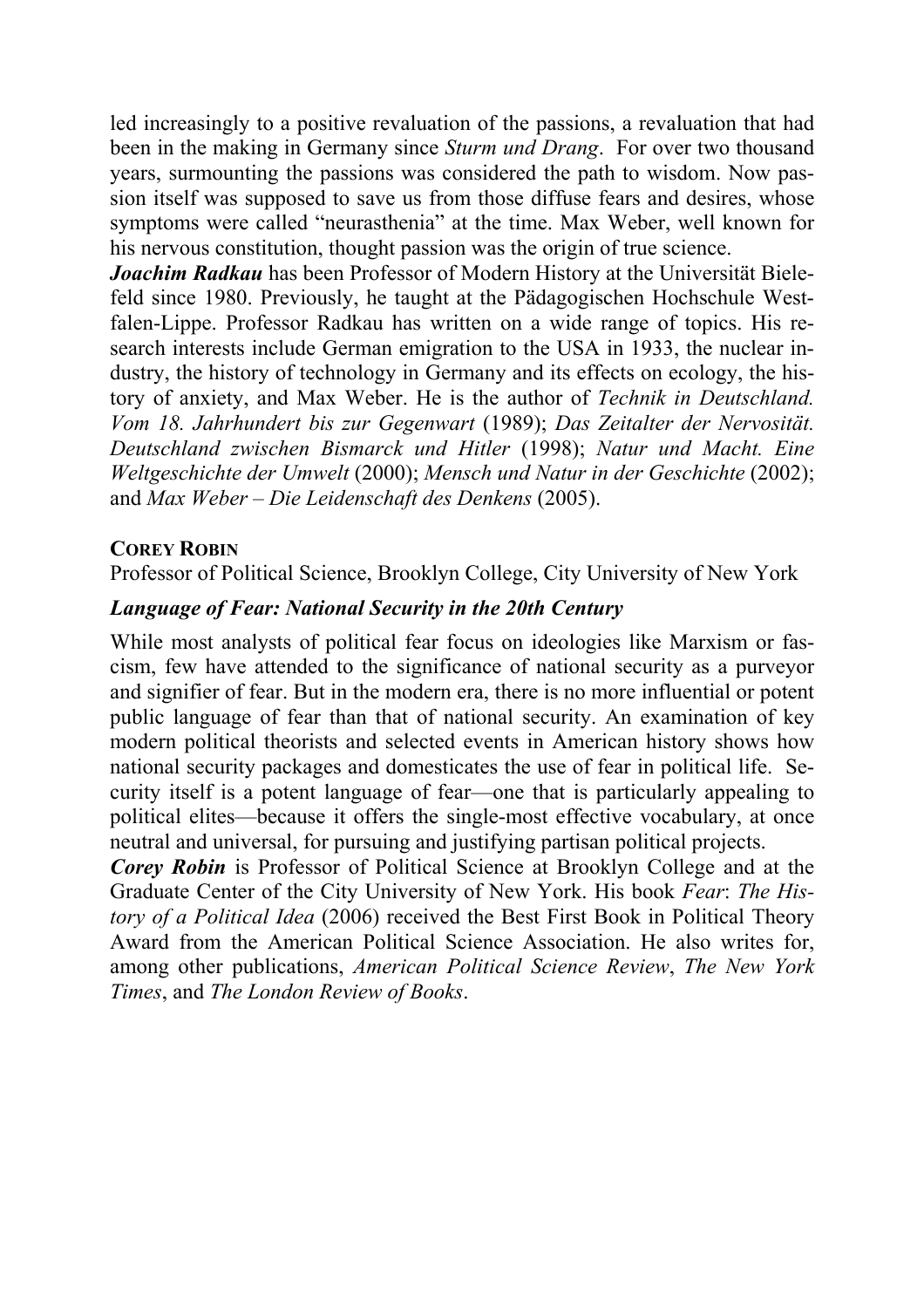led increasingly to a positive revaluation of the passions, a revaluation that had been in the making in Germany since *Sturm und Drang*. For over two thousand years, surmounting the passions was considered the path to wisdom. Now passion itself was supposed to save us from those diffuse fears and desires, whose symptoms were called "neurasthenia" at the time. Max Weber, well known for his nervous constitution, thought passion was the origin of true science.

***Joachim Radkau*** has been Professor of Modern History at the Universität Bielefeld since 1980. Previously, he taught at the Pädagogischen Hochschule Westfalen-Lippe. Professor Radkau has written on a wide range of topics. His research interests include German emigration to the USA in 1933, the nuclear industry, the history of technology in Germany and its effects on ecology, the history of anxiety, and Max Weber. He is the author of *Technik in Deutschland. Vom 18. Jahrhundert bis zur Gegenwart* (1989); *Das Zeitalter der Nervosität. Deutschland zwischen Bismarck und Hitler* (1998); *Natur und Macht. Eine Weltgeschichte der Umwelt* (2000); *Mensch und Natur in der Geschichte* (2002); and *Max Weber – Die Leidenschaft des Denkens* (2005).

**COREY ROBIN**

Professor of Political Science, Brooklyn College, City University of New York

***Language of Fear: National Security in the 20th Century***

While most analysts of political fear focus on ideologies like Marxism or fascism, few have attended to the significance of national security as a purveyor and signifier of fear. But in the modern era, there is no more influential or potent public language of fear than that of national security. An examination of key modern political theorists and selected events in American history shows how national security packages and domesticates the use of fear in political life. Security itself is a potent language of fear—one that is particularly appealing to political elites—because it offers the single-most effective vocabulary, at once neutral and universal, for pursuing and justifying partisan political projects.

***Corey Robin*** is Professor of Political Science at Brooklyn College and at the Graduate Center of the City University of New York. His book *Fear*: *The History of a Political Idea* (2006) received the Best First Book in Political Theory Award from the American Political Science Association. He also writes for, among other publications, *American Political Science Review*, *The New York Times*, and *The London Review of Books*.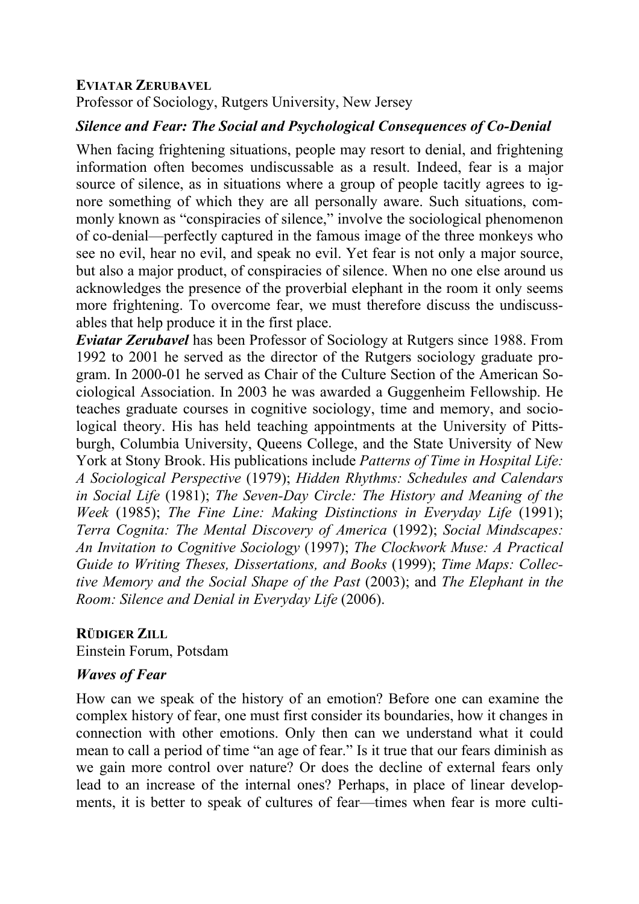**EVIATAR ZERUBAVEL**
Professor of Sociology, Rutgers University, New Jersey

***Silence and Fear: The Social and Psychological Consequences of Co-Denial***

When facing frightening situations, people may resort to denial, and frightening information often becomes undiscussable as a result. Indeed, fear is a major source of silence, as in situations where a group of people tacitly agrees to ignore something of which they are all personally aware. Such situations, commonly known as "conspiracies of silence," involve the sociological phenomenon of co-denial—perfectly captured in the famous image of the three monkeys who see no evil, hear no evil, and speak no evil. Yet fear is not only a major source, but also a major product, of conspiracies of silence. When no one else around us acknowledges the presence of the proverbial elephant in the room it only seems more frightening. To overcome fear, we must therefore discuss the undiscussables that help produce it in the first place.

***Eviatar Zerubavel*** has been Professor of Sociology at Rutgers since 1988. From 1992 to 2001 he served as the director of the Rutgers sociology graduate program. In 2000-01 he served as Chair of the Culture Section of the American Sociological Association. In 2003 he was awarded a Guggenheim Fellowship. He teaches graduate courses in cognitive sociology, time and memory, and sociological theory. His has held teaching appointments at the University of Pittsburgh, Columbia University, Queens College, and the State University of New York at Stony Brook. His publications include *Patterns of Time in Hospital Life: A Sociological Perspective* (1979); *Hidden Rhythms: Schedules and Calendars in Social Life* (1981); *The Seven-Day Circle: The History and Meaning of the Week* (1985); *The Fine Line: Making Distinctions in Everyday Life* (1991); *Terra Cognita: The Mental Discovery of America* (1992); *Social Mindscapes: An Invitation to Cognitive Sociology* (1997); *The Clockwork Muse: A Practical Guide to Writing Theses, Dissertations, and Books* (1999); *Time Maps: Collective Memory and the Social Shape of the Past* (2003); and *The Elephant in the Room: Silence and Denial in Everyday Life* (2006).

**RÜDIGER ZILL**
Einstein Forum, Potsdam

***Waves of Fear***

How can we speak of the history of an emotion? Before one can examine the complex history of fear, one must first consider its boundaries, how it changes in connection with other emotions. Only then can we understand what it could mean to call a period of time "an age of fear." Is it true that our fears diminish as we gain more control over nature? Or does the decline of external fears only lead to an increase of the internal ones? Perhaps, in place of linear developments, it is better to speak of cultures of fear—times when fear is more culti-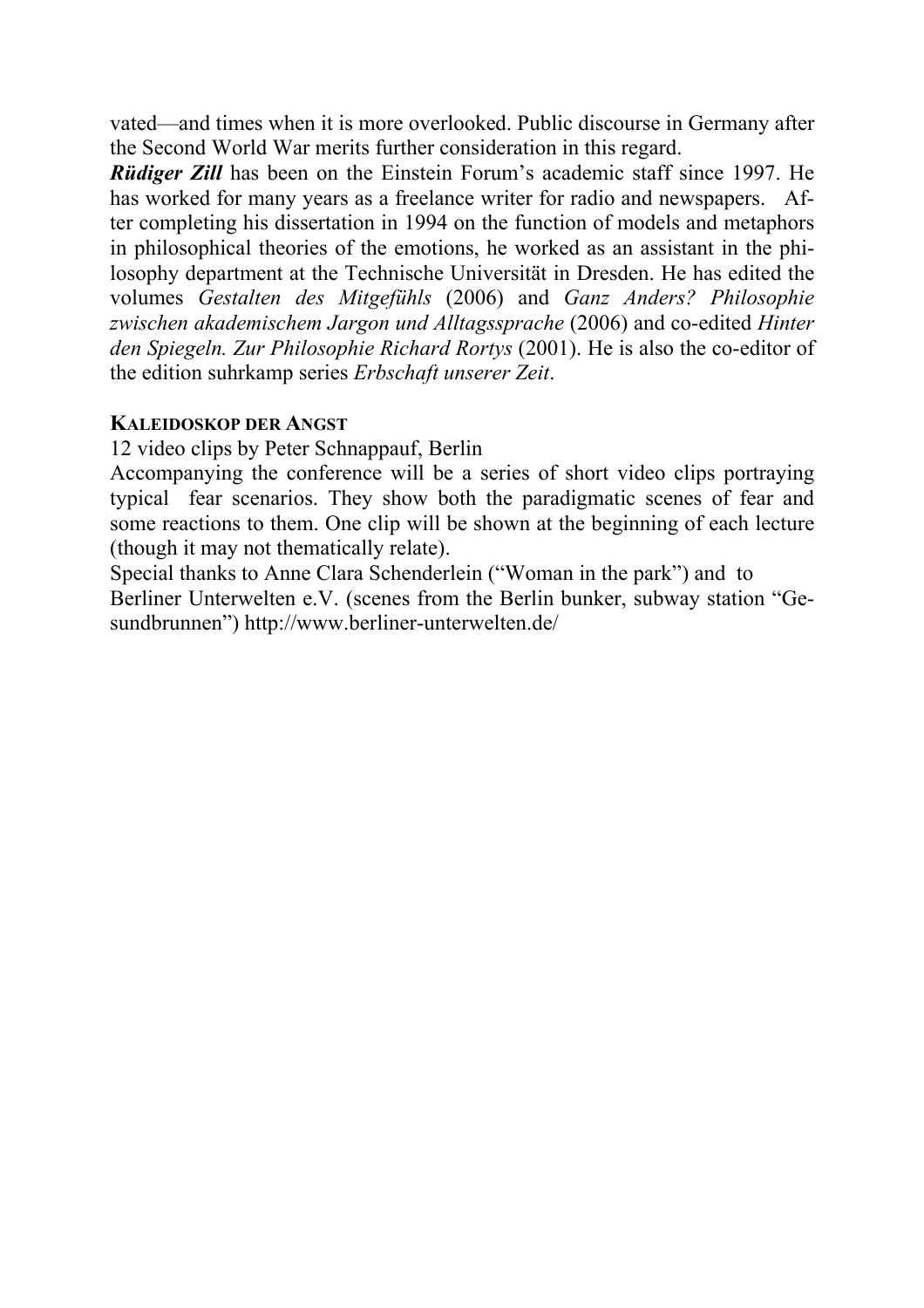vated—and times when it is more overlooked. Public discourse in Germany after the Second World War merits further consideration in this regard.

***Rüdiger Zill*** has been on the Einstein Forum's academic staff since 1997. He has worked for many years as a freelance writer for radio and newspapers. After completing his dissertation in 1994 on the function of models and metaphors in philosophical theories of the emotions, he worked as an assistant in the philosophy department at the Technische Universität in Dresden. He has edited the volumes *Gestalten des Mitgefühls* (2006) and *Ganz Anders? Philosophie zwischen akademischem Jargon und Alltagssprache* (2006) and co-edited *Hinter den Spiegeln. Zur Philosophie Richard Rortys* (2001). He is also the co-editor of the edition suhrkamp series *Erbschaft unserer Zeit*.

**KALEIDOSKOP DER ANGST**

12 video clips by Peter Schnappauf, Berlin

Accompanying the conference will be a series of short video clips portraying typical fear scenarios. They show both the paradigmatic scenes of fear and some reactions to them. One clip will be shown at the beginning of each lecture (though it may not thematically relate).

Special thanks to Anne Clara Schenderlein ("Woman in the park") and to Berliner Unterwelten e.V. (scenes from the Berlin bunker, subway station "Gesundbrunnen") http://www.berliner-unterwelten.de/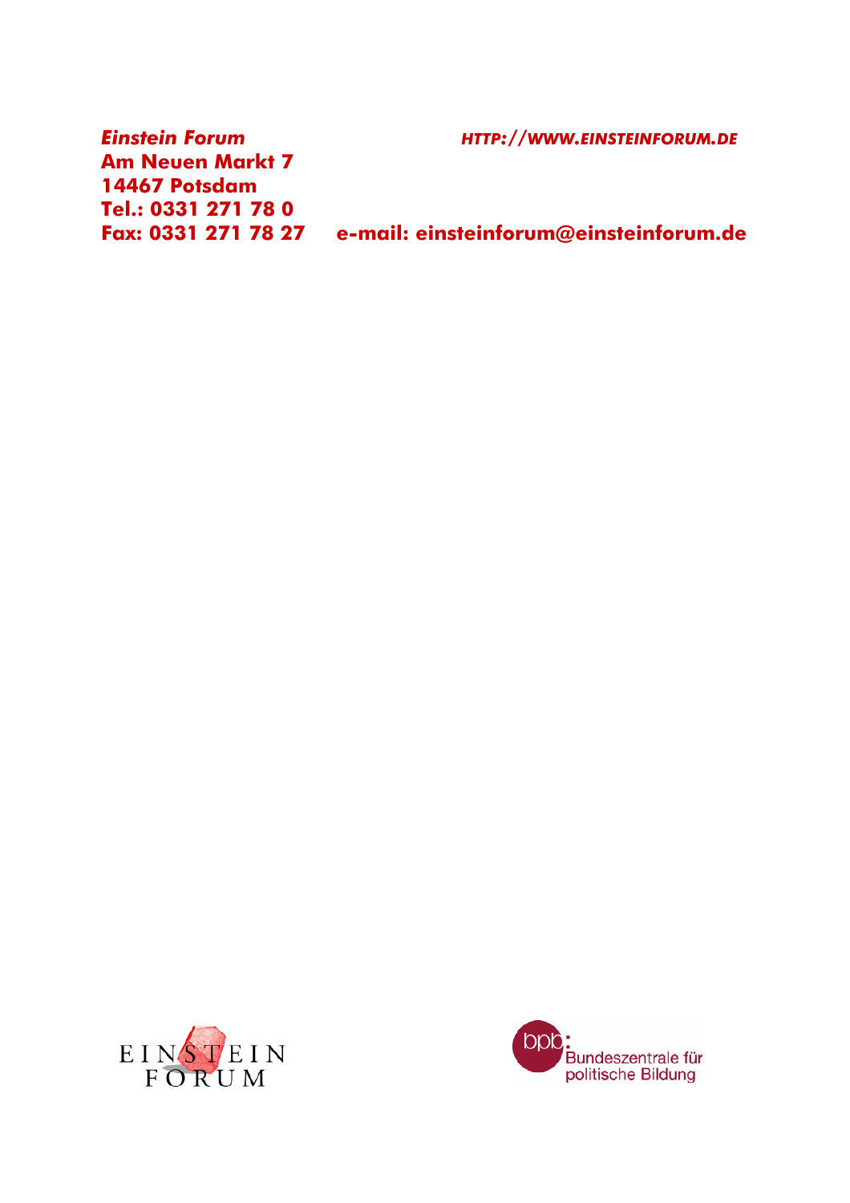***Einstein Forum***
**Am Neuen Markt 7**
**14467 Potsdam**
**Tel.: 0331 271 78 0**
**Fax: 0331 271 78 27**

***HTTP://WWW.EINSTEINFORUM.DE***

**e-mail: einsteinforum@einsteinforum.de**

EINSTEIN FORUM

bpb: Bundeszentrale für politische Bildung